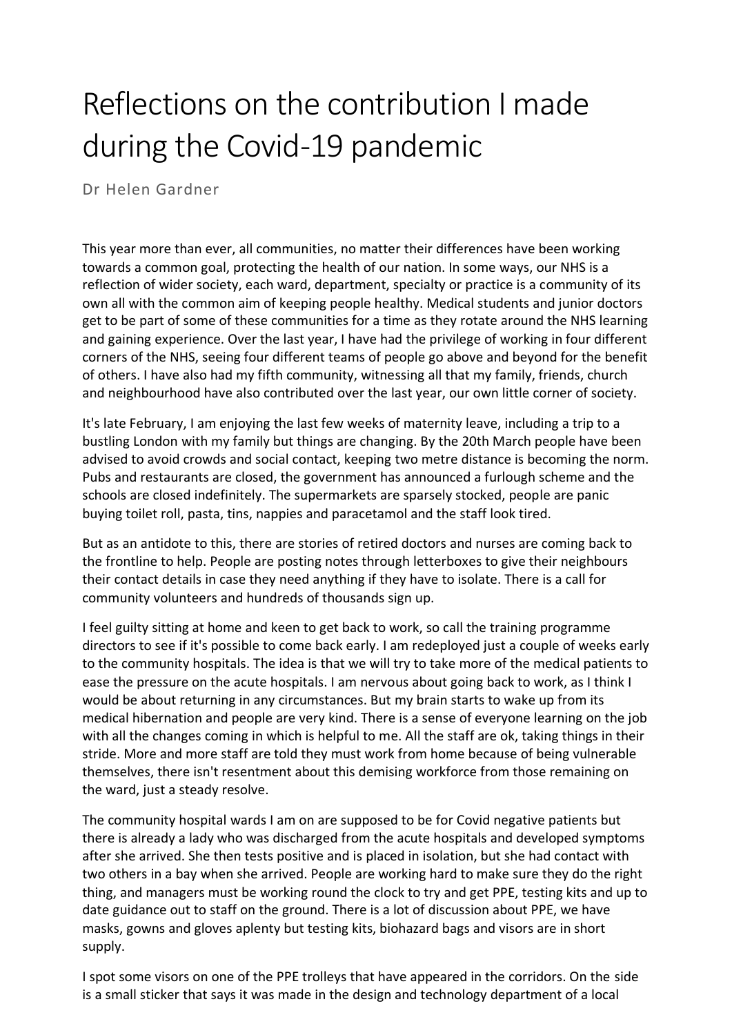# Reflections on the contribution I made during the Covid-19 pandemic

Dr Helen Gardner

This year more than ever, all communities, no matter their differences have been working towards a common goal, protecting the health of our nation. In some ways, our NHS is a reflection of wider society, each ward, department, specialty or practice is a community of its own all with the common aim of keeping people healthy. Medical students and junior doctors get to be part of some of these communities for a time as they rotate around the NHS learning and gaining experience. Over the last year, I have had the privilege of working in four different corners of the NHS, seeing four different teams of people go above and beyond for the benefit of others. I have also had my fifth community, witnessing all that my family, friends, church and neighbourhood have also contributed over the last year, our own little corner of society.

It's late February, I am enjoying the last few weeks of maternity leave, including a trip to a bustling London with my family but things are changing. By the 20th March people have been advised to avoid crowds and social contact, keeping two metre distance is becoming the norm. Pubs and restaurants are closed, the government has announced a furlough scheme and the schools are closed indefinitely. The supermarkets are sparsely stocked, people are panic buying toilet roll, pasta, tins, nappies and paracetamol and the staff look tired.

But as an antidote to this, there are stories of retired doctors and nurses are coming back to the frontline to help. People are posting notes through letterboxes to give their neighbours their contact details in case they need anything if they have to isolate. There is a call for community volunteers and hundreds of thousands sign up.

I feel guilty sitting at home and keen to get back to work, so call the training programme directors to see if it's possible to come back early. I am redeployed just a couple of weeks early to the community hospitals. The idea is that we will try to take more of the medical patients to ease the pressure on the acute hospitals. I am nervous about going back to work, as I think I would be about returning in any circumstances. But my brain starts to wake up from its medical hibernation and people are very kind. There is a sense of everyone learning on the job with all the changes coming in which is helpful to me. All the staff are ok, taking things in their stride. More and more staff are told they must work from home because of being vulnerable themselves, there isn't resentment about this demising workforce from those remaining on the ward, just a steady resolve.

The community hospital wards I am on are supposed to be for Covid negative patients but there is already a lady who was discharged from the acute hospitals and developed symptoms after she arrived. She then tests positive and is placed in isolation, but she had contact with two others in a bay when she arrived. People are working hard to make sure they do the right thing, and managers must be working round the clock to try and get PPE, testing kits and up to date guidance out to staff on the ground. There is a lot of discussion about PPE, we have masks, gowns and gloves aplenty but testing kits, biohazard bags and visors are in short supply.

I spot some visors on one of the PPE trolleys that have appeared in the corridors. On the side is a small sticker that says it was made in the design and technology department of a local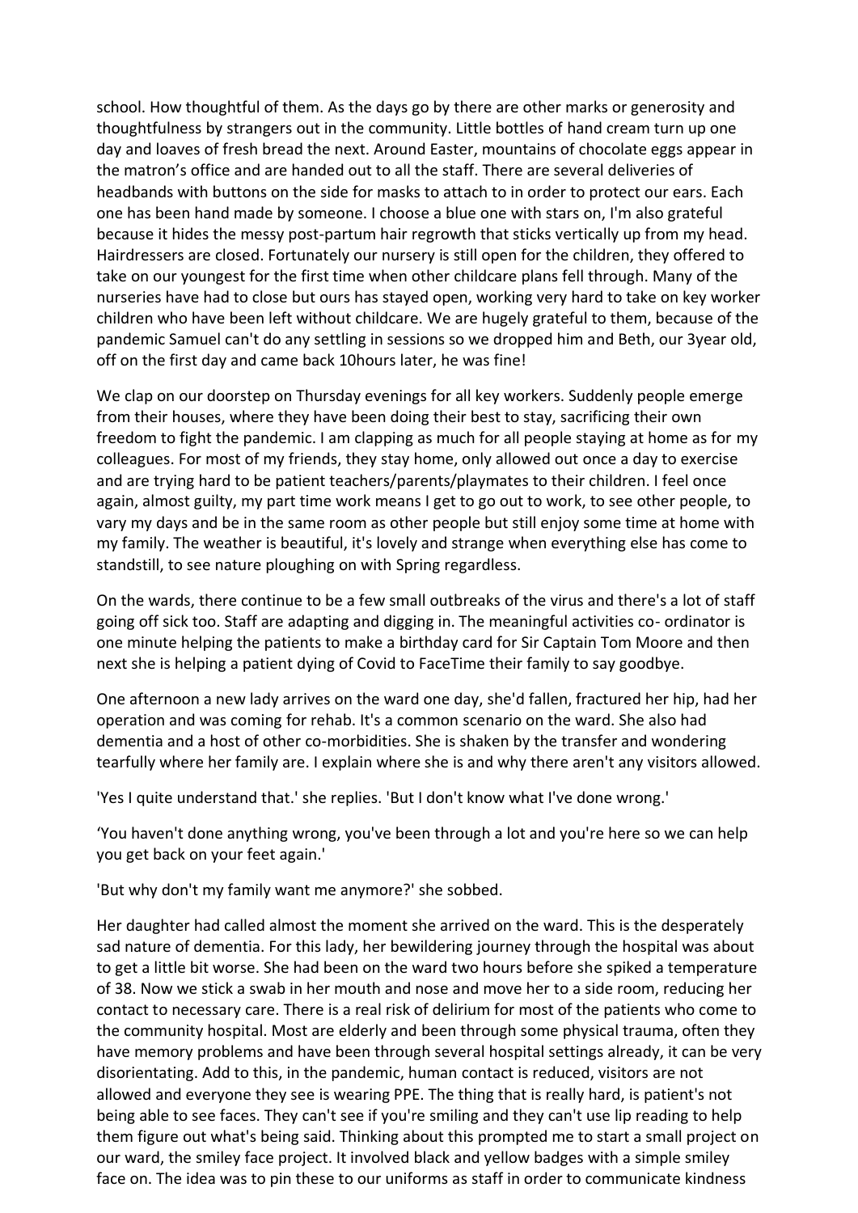school. How thoughtful of them. As the days go by there are other marks or generosity and thoughtfulness by strangers out in the community. Little bottles of hand cream turn up one day and loaves of fresh bread the next. Around Easter, mountains of chocolate eggs appear in the matron's office and are handed out to all the staff. There are several deliveries of headbands with buttons on the side for masks to attach to in order to protect our ears. Each one has been hand made by someone. I choose a blue one with stars on, I'm also grateful because it hides the messy post-partum hair regrowth that sticks vertically up from my head. Hairdressers are closed. Fortunately our nursery is still open for the children, they offered to take on our youngest for the first time when other childcare plans fell through. Many of the nurseries have had to close but ours has stayed open, working very hard to take on key worker children who have been left without childcare. We are hugely grateful to them, because of the pandemic Samuel can't do any settling in sessions so we dropped him and Beth, our 3year old, off on the first day and came back 10hours later, he was fine!

We clap on our doorstep on Thursday evenings for all key workers. Suddenly people emerge from their houses, where they have been doing their best to stay, sacrificing their own freedom to fight the pandemic. I am clapping as much for all people staying at home as for my colleagues. For most of my friends, they stay home, only allowed out once a day to exercise and are trying hard to be patient teachers/parents/playmates to their children. I feel once again, almost guilty, my part time work means I get to go out to work, to see other people, to vary my days and be in the same room as other people but still enjoy some time at home with my family. The weather is beautiful, it's lovely and strange when everything else has come to standstill, to see nature ploughing on with Spring regardless.

On the wards, there continue to be a few small outbreaks of the virus and there's a lot of staff going off sick too. Staff are adapting and digging in. The meaningful activities co- ordinator is one minute helping the patients to make a birthday card for Sir Captain Tom Moore and then next she is helping a patient dying of Covid to FaceTime their family to say goodbye.

One afternoon a new lady arrives on the ward one day, she'd fallen, fractured her hip, had her operation and was coming for rehab. It's a common scenario on the ward. She also had dementia and a host of other co-morbidities. She is shaken by the transfer and wondering tearfully where her family are. I explain where she is and why there aren't any visitors allowed.

'Yes I quite understand that.' she replies. 'But I don't know what I've done wrong.'

'You haven't done anything wrong, you've been through a lot and you're here so we can help you get back on your feet again.'

'But why don't my family want me anymore?' she sobbed.

Her daughter had called almost the moment she arrived on the ward. This is the desperately sad nature of dementia. For this lady, her bewildering journey through the hospital was about to get a little bit worse. She had been on the ward two hours before she spiked a temperature of 38. Now we stick a swab in her mouth and nose and move her to a side room, reducing her contact to necessary care. There is a real risk of delirium for most of the patients who come to the community hospital. Most are elderly and been through some physical trauma, often they have memory problems and have been through several hospital settings already, it can be very disorientating. Add to this, in the pandemic, human contact is reduced, visitors are not allowed and everyone they see is wearing PPE. The thing that is really hard, is patient's not being able to see faces. They can't see if you're smiling and they can't use lip reading to help them figure out what's being said. Thinking about this prompted me to start a small project on our ward, the smiley face project. It involved black and yellow badges with a simple smiley face on. The idea was to pin these to our uniforms as staff in order to communicate kindness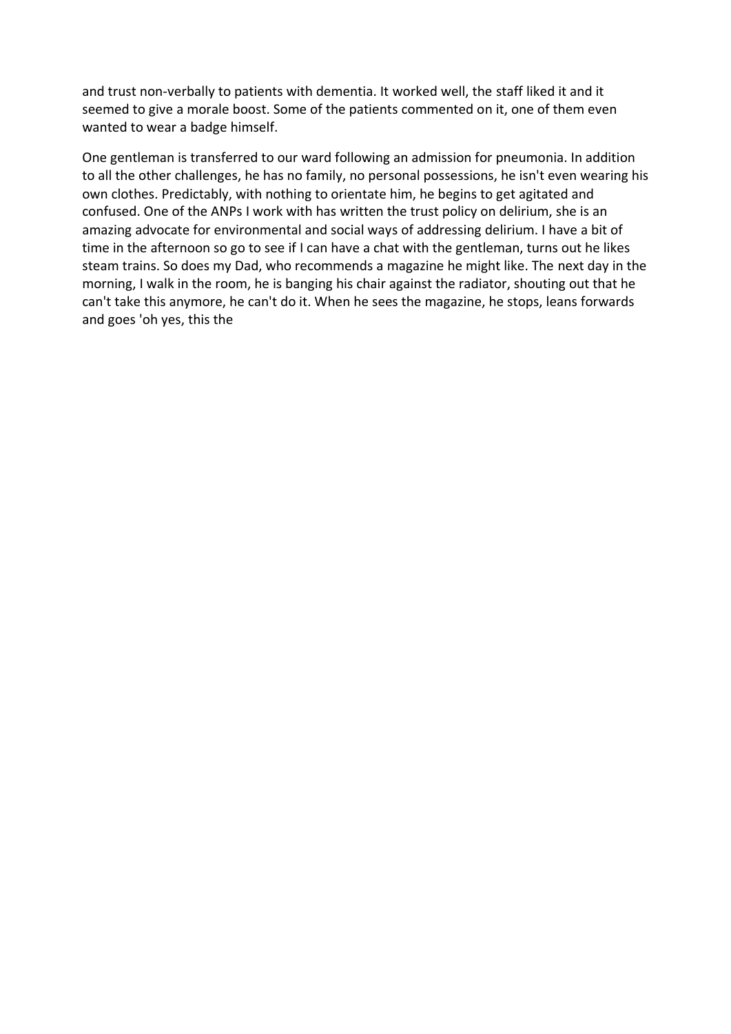and trust non-verbally to patients with dementia. It worked well, the staff liked it and it seemed to give a morale boost. Some of the patients commented on it, one of them even wanted to wear a badge himself.

One gentleman is transferred to our ward following an admission for pneumonia. In addition to all the other challenges, he has no family, no personal possessions, he isn't even wearing his own clothes. Predictably, with nothing to orientate him, he begins to get agitated and confused. One of the ANPs I work with has written the trust policy on delirium, she is an amazing advocate for environmental and social ways of addressing delirium. I have a bit of time in the afternoon so go to see if I can have a chat with the gentleman, turns out he likes steam trains. So does my Dad, who recommends a magazine he might like. The next day in the morning, I walk in the room, he is banging his chair against the radiator, shouting out that he can't take this anymore, he can't do it. When he sees the magazine, he stops, leans forwards and goes 'oh yes, this the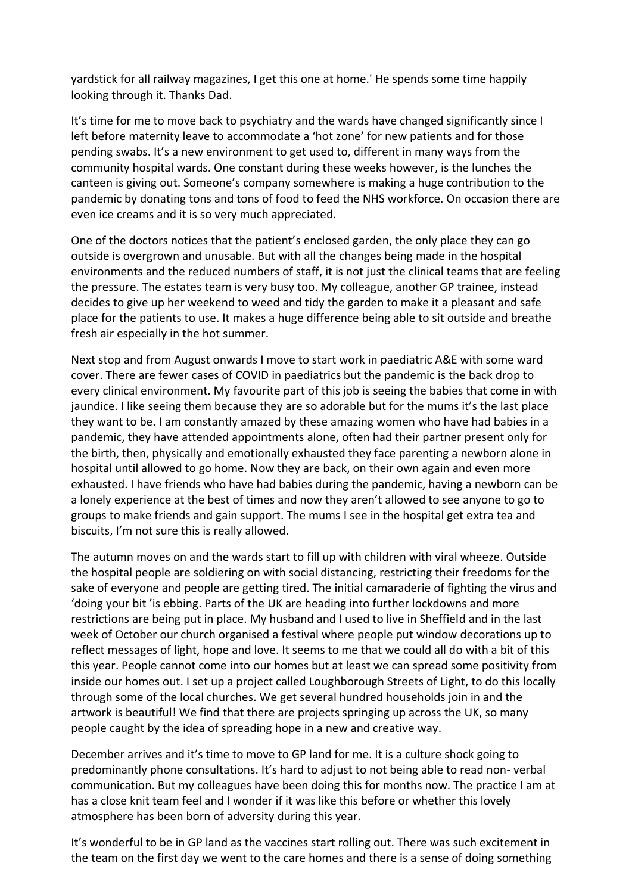yardstick for all railway magazines, I get this one at home.' He spends some time happily looking through it. Thanks Dad.

It's time for me to move back to psychiatry and the wards have changed significantly since I left before maternity leave to accommodate a 'hot zone' for new patients and for those pending swabs. It's a new environment to get used to, different in many ways from the community hospital wards. One constant during these weeks however, is the lunches the canteen is giving out. Someone's company somewhere is making a huge contribution to the pandemic by donating tons and tons of food to feed the NHS workforce. On occasion there are even ice creams and it is so very much appreciated.

One of the doctors notices that the patient's enclosed garden, the only place they can go outside is overgrown and unusable. But with all the changes being made in the hospital environments and the reduced numbers of staff, it is not just the clinical teams that are feeling the pressure. The estates team is very busy too. My colleague, another GP trainee, instead decides to give up her weekend to weed and tidy the garden to make it a pleasant and safe place for the patients to use. It makes a huge difference being able to sit outside and breathe fresh air especially in the hot summer.

Next stop and from August onwards I move to start work in paediatric A&E with some ward cover. There are fewer cases of COVID in paediatrics but the pandemic is the back drop to every clinical environment. My favourite part of this job is seeing the babies that come in with jaundice. I like seeing them because they are so adorable but for the mums it's the last place they want to be. I am constantly amazed by these amazing women who have had babies in a pandemic, they have attended appointments alone, often had their partner present only for the birth, then, physically and emotionally exhausted they face parenting a newborn alone in hospital until allowed to go home. Now they are back, on their own again and even more exhausted. I have friends who have had babies during the pandemic, having a newborn can be a lonely experience at the best of times and now they aren't allowed to see anyone to go to groups to make friends and gain support. The mums I see in the hospital get extra tea and biscuits, I'm not sure this is really allowed.

The autumn moves on and the wards start to fill up with children with viral wheeze. Outside the hospital people are soldiering on with social distancing, restricting their freedoms for the sake of everyone and people are getting tired. The initial camaraderie of fighting the virus and 'doing your bit 'is ebbing. Parts of the UK are heading into further lockdowns and more restrictions are being put in place. My husband and I used to live in Sheffield and in the last week of October our church organised a festival where people put window decorations up to reflect messages of light, hope and love. It seems to me that we could all do with a bit of this this year. People cannot come into our homes but at least we can spread some positivity from inside our homes out. I set up a project called Loughborough Streets of Light, to do this locally through some of the local churches. We get several hundred households join in and the artwork is beautiful! We find that there are projects springing up across the UK, so many people caught by the idea of spreading hope in a new and creative way.

December arrives and it's time to move to GP land for me. It is a culture shock going to predominantly phone consultations. It's hard to adjust to not being able to read non- verbal communication. But my colleagues have been doing this for months now. The practice I am at has a close knit team feel and I wonder if it was like this before or whether this lovely atmosphere has been born of adversity during this year.

It's wonderful to be in GP land as the vaccines start rolling out. There was such excitement in the team on the first day we went to the care homes and there is a sense of doing something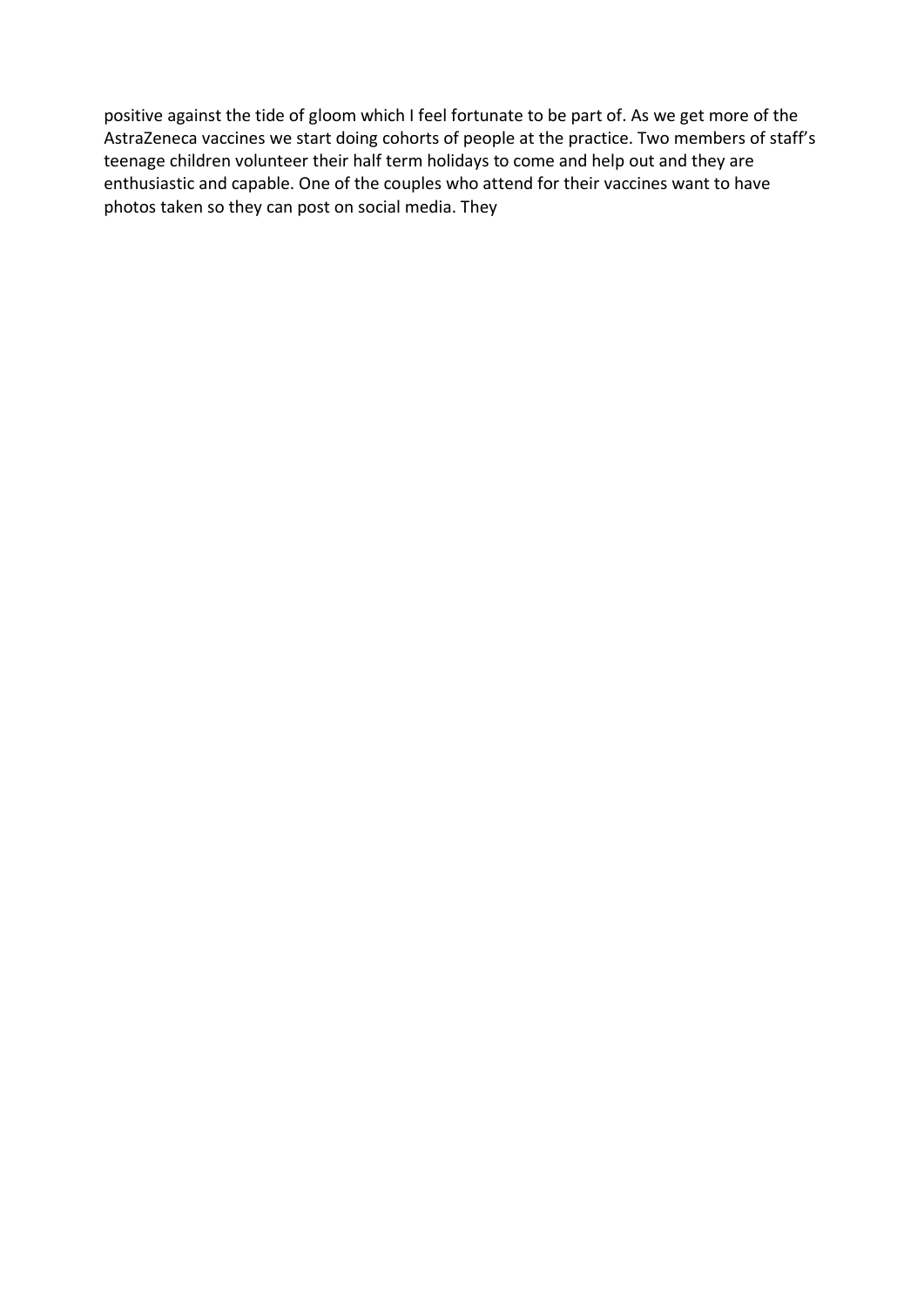positive against the tide of gloom which I feel fortunate to be part of. As we get more of the AstraZeneca vaccines we start doing cohorts of people at the practice. Two members of staff's teenage children volunteer their half term holidays to come and help out and they are enthusiastic and capable. One of the couples who attend for their vaccines want to have photos taken so they can post on social media. They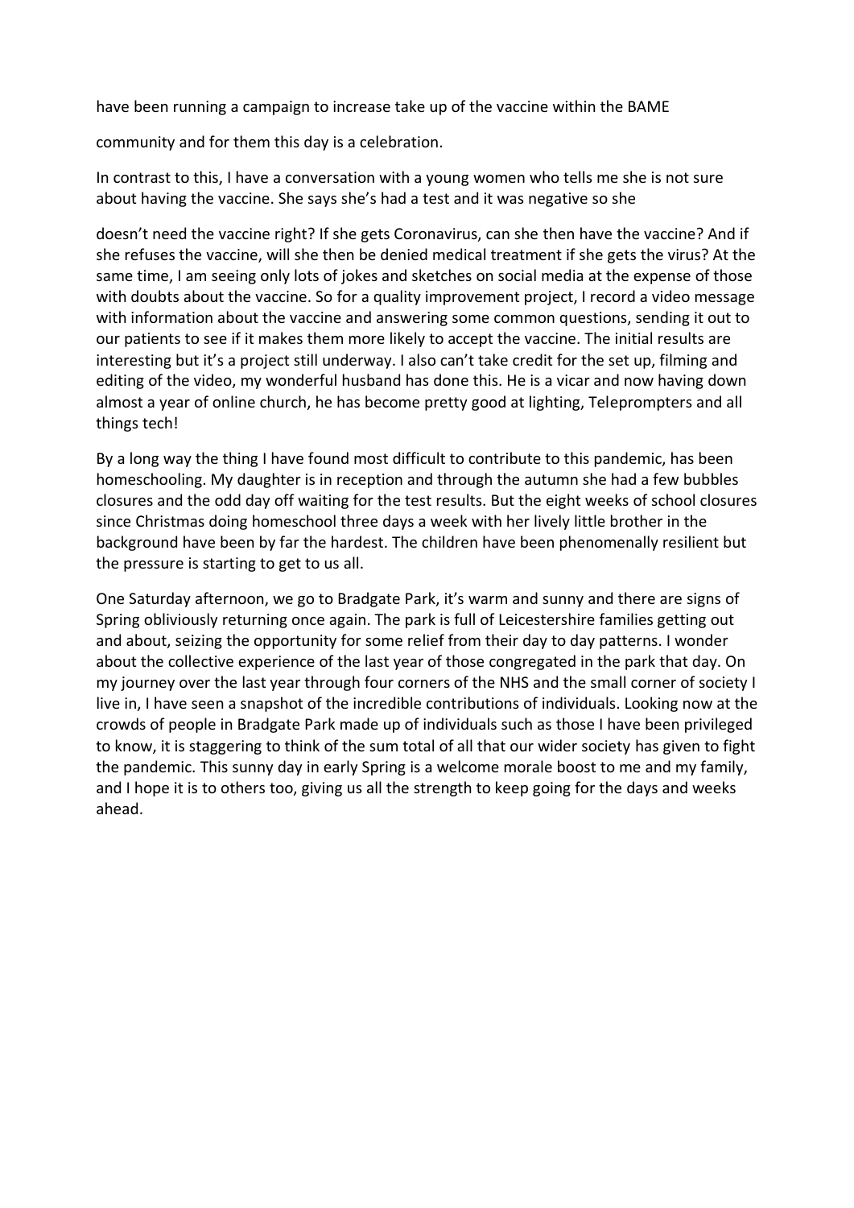have been running a campaign to increase take up of the vaccine within the BAME

community and for them this day is a celebration.

In contrast to this, I have a conversation with a young women who tells me she is not sure about having the vaccine. She says she's had a test and it was negative so she

doesn't need the vaccine right? If she gets Coronavirus, can she then have the vaccine? And if she refuses the vaccine, will she then be denied medical treatment if she gets the virus? At the same time, I am seeing only lots of jokes and sketches on social media at the expense of those with doubts about the vaccine. So for a quality improvement project, I record a video message with information about the vaccine and answering some common questions, sending it out to our patients to see if it makes them more likely to accept the vaccine. The initial results are interesting but it's a project still underway. I also can't take credit for the set up, filming and editing of the video, my wonderful husband has done this. He is a vicar and now having down almost a year of online church, he has become pretty good at lighting, Teleprompters and all things tech!

By a long way the thing I have found most difficult to contribute to this pandemic, has been homeschooling. My daughter is in reception and through the autumn she had a few bubbles closures and the odd day off waiting for the test results. But the eight weeks of school closures since Christmas doing homeschool three days a week with her lively little brother in the background have been by far the hardest. The children have been phenomenally resilient but the pressure is starting to get to us all.

One Saturday afternoon, we go to Bradgate Park, it's warm and sunny and there are signs of Spring obliviously returning once again. The park is full of Leicestershire families getting out and about, seizing the opportunity for some relief from their day to day patterns. I wonder about the collective experience of the last year of those congregated in the park that day. On my journey over the last year through four corners of the NHS and the small corner of society I live in, I have seen a snapshot of the incredible contributions of individuals. Looking now at the crowds of people in Bradgate Park made up of individuals such as those I have been privileged to know, it is staggering to think of the sum total of all that our wider society has given to fight the pandemic. This sunny day in early Spring is a welcome morale boost to me and my family, and I hope it is to others too, giving us all the strength to keep going for the days and weeks ahead.